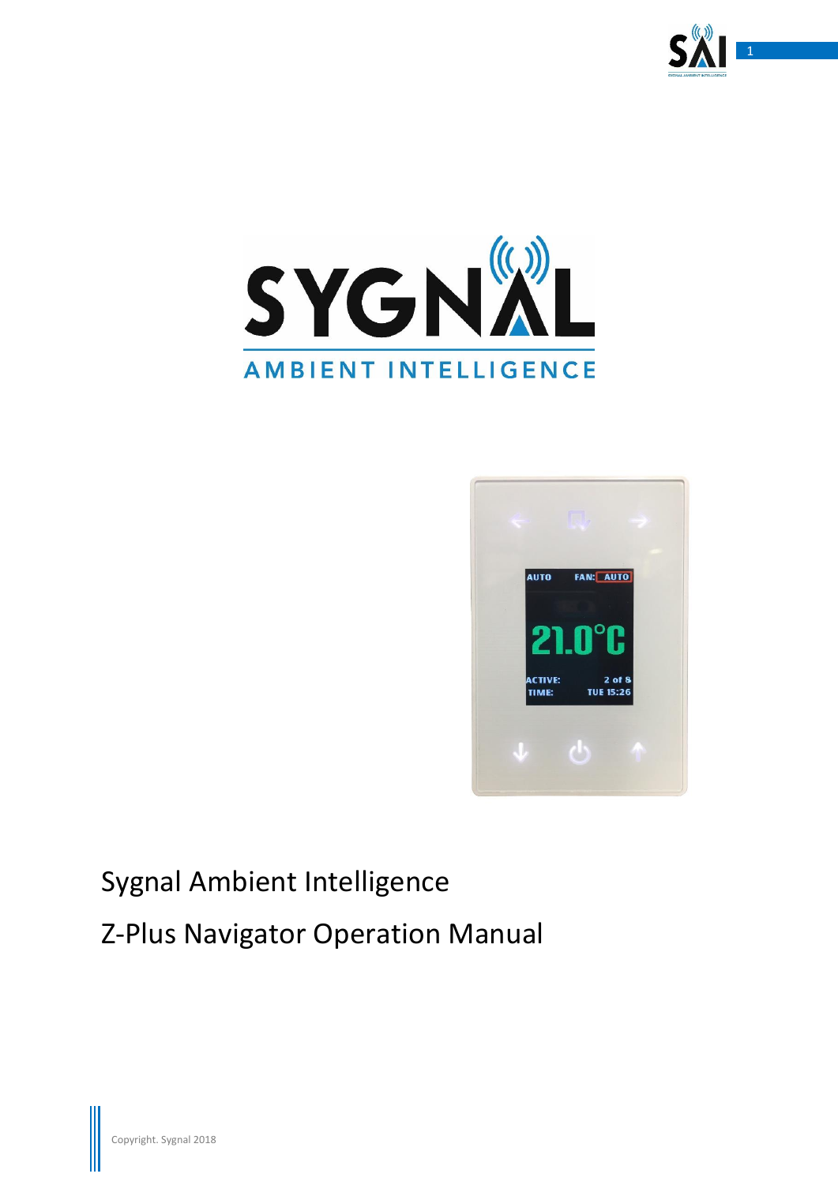# Sygnal Ambient Intelligence

# Z-Plus Navigator Operation Manual

Copyright. Sygnal 2018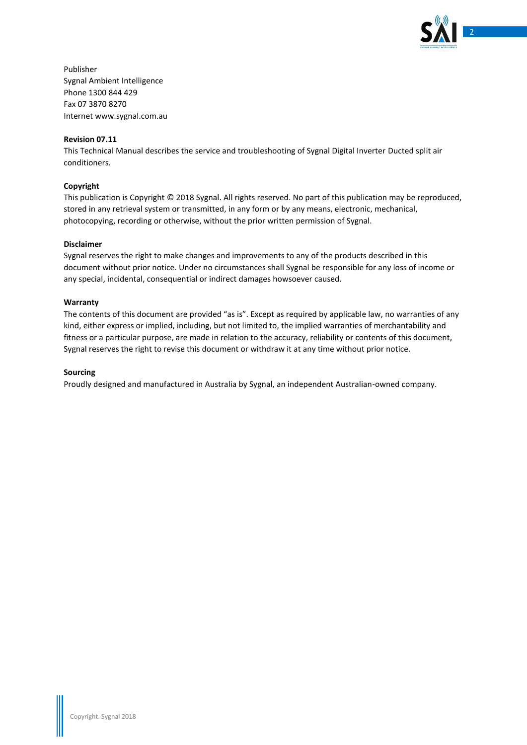Publisher
Sygnal Ambient Intelligence
Phone 1300 844 429
Fax 07 3870 8270
Internet www.sygnal.com.au

**Revision 07.11**

This Technical Manual describes the service and troubleshooting of Sygnal Digital Inverter Ducted split air conditioners.

**Copyright**

This publication is Copyright © 2018 Sygnal. All rights reserved. No part of this publication may be reproduced, stored in any retrieval system or transmitted, in any form or by any means, electronic, mechanical, photocopying, recording or otherwise, without the prior written permission of Sygnal.

**Disclaimer**

Sygnal reserves the right to make changes and improvements to any of the products described in this document without prior notice. Under no circumstances shall Sygnal be responsible for any loss of income or any special, incidental, consequential or indirect damages howsoever caused.

**Warranty**

The contents of this document are provided "as is". Except as required by applicable law, no warranties of any kind, either express or implied, including, but not limited to, the implied warranties of merchantability and fitness or a particular purpose, are made in relation to the accuracy, reliability or contents of this document, Sygnal reserves the right to revise this document or withdraw it at any time without prior notice.

**Sourcing**

Proudly designed and manufactured in Australia by Sygnal, an independent Australian-owned company.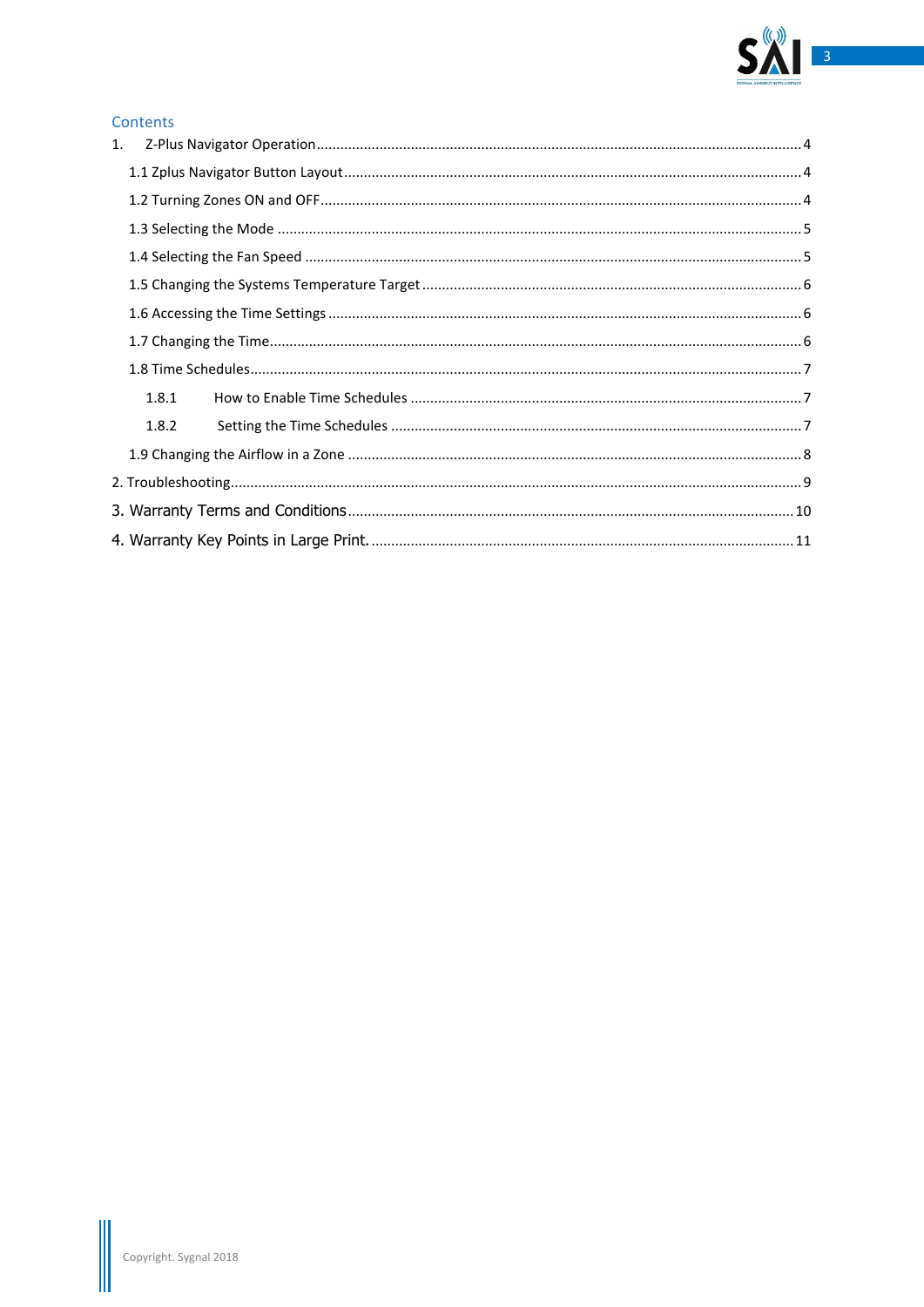## Contents

1. Z-Plus Navigator Operation ........ 4
   - 1.1 Zplus Navigator Button Layout ........ 4
   - 1.2 Turning Zones ON and OFF ........ 4
   - 1.3 Selecting the Mode ........ 5
   - 1.4 Selecting the Fan Speed ........ 5
   - 1.5 Changing the Systems Temperature Target ........ 6
   - 1.6 Accessing the Time Settings ........ 6
   - 1.7 Changing the Time ........ 6
   - 1.8 Time Schedules ........ 7
     - 1.8.1 How to Enable Time Schedules ........ 7
     - 1.8.2 Setting the Time Schedules ........ 7
   - 1.9 Changing the Airflow in a Zone ........ 8
2. Troubleshooting ........ 9
3. Warranty Terms and Conditions ........ 10
4. Warranty Key Points in Large Print. ........ 11

Copyright. Sygnal 2018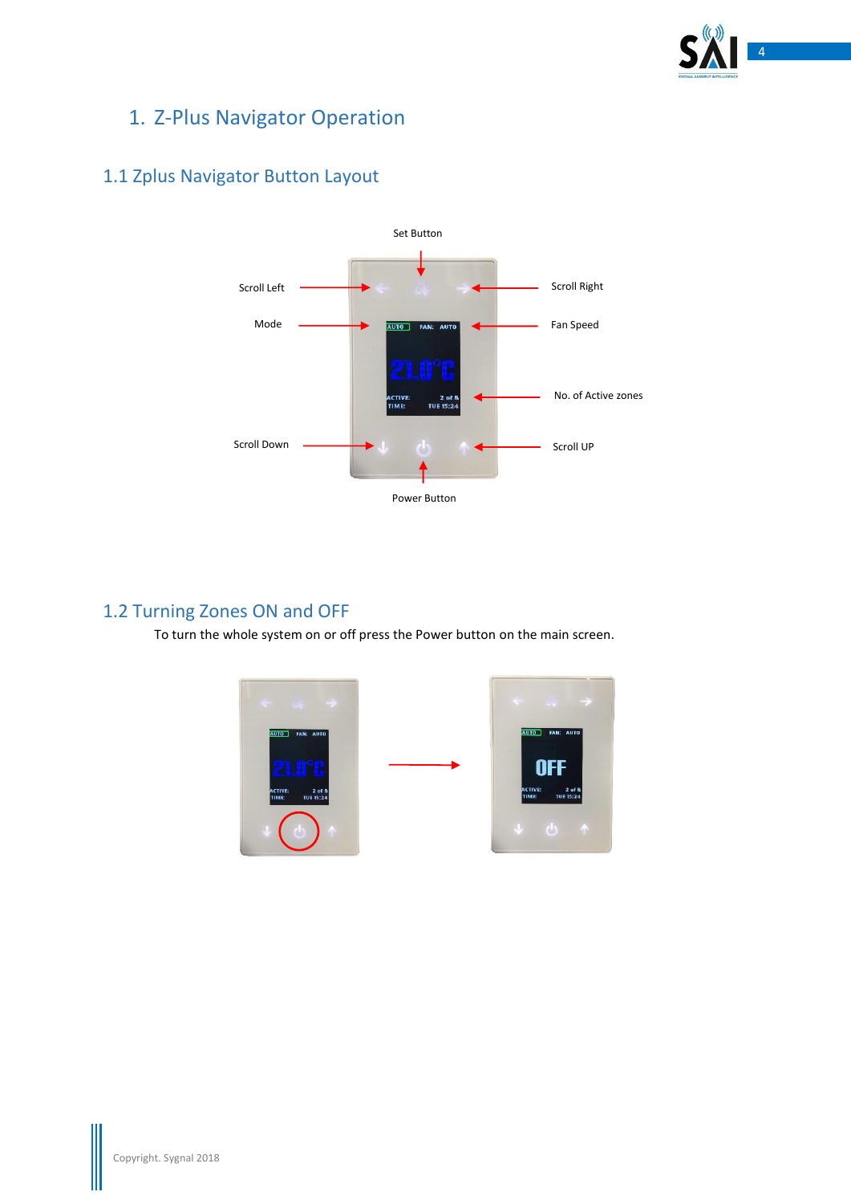# 1. Z-Plus Navigator Operation

## 1.1 Zplus Navigator Button Layout

Set Button

Scroll Left

Scroll Right

Mode

Fan Speed

No. of Active zones

Scroll Down

Scroll UP

Power Button

## 1.2 Turning Zones ON and OFF

To turn the whole system on or off press the Power button on the main screen.

Copyright. Sygnal 2018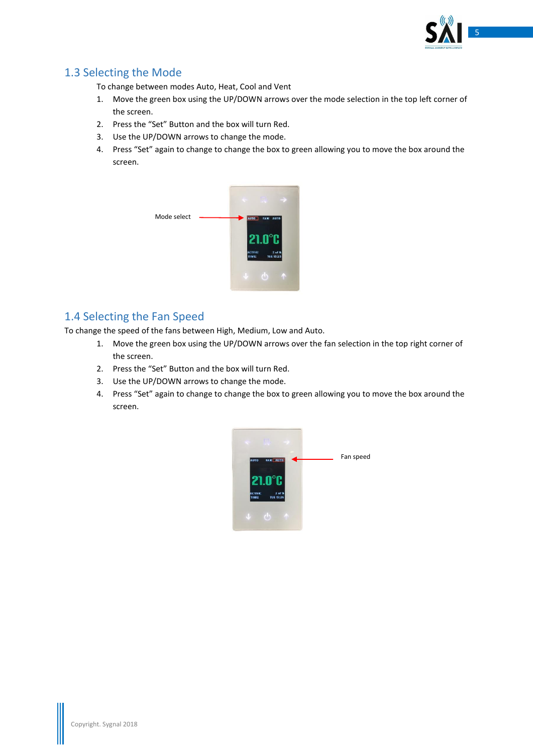## 1.3 Selecting the Mode

To change between modes Auto, Heat, Cool and Vent

1. Move the green box using the UP/DOWN arrows over the mode selection in the top left corner of the screen.
2. Press the "Set" Button and the box will turn Red.
3. Use the UP/DOWN arrows to change the mode.
4. Press "Set" again to change to change the box to green allowing you to move the box around the screen.

Mode select

## 1.4 Selecting the Fan Speed

To change the speed of the fans between High, Medium, Low and Auto.

1. Move the green box using the UP/DOWN arrows over the fan selection in the top right corner of the screen.
2. Press the "Set" Button and the box will turn Red.
3. Use the UP/DOWN arrows to change the mode.
4. Press "Set" again to change to change the box to green allowing you to move the box around the screen.

Fan speed

Copyright. Sygnal 2018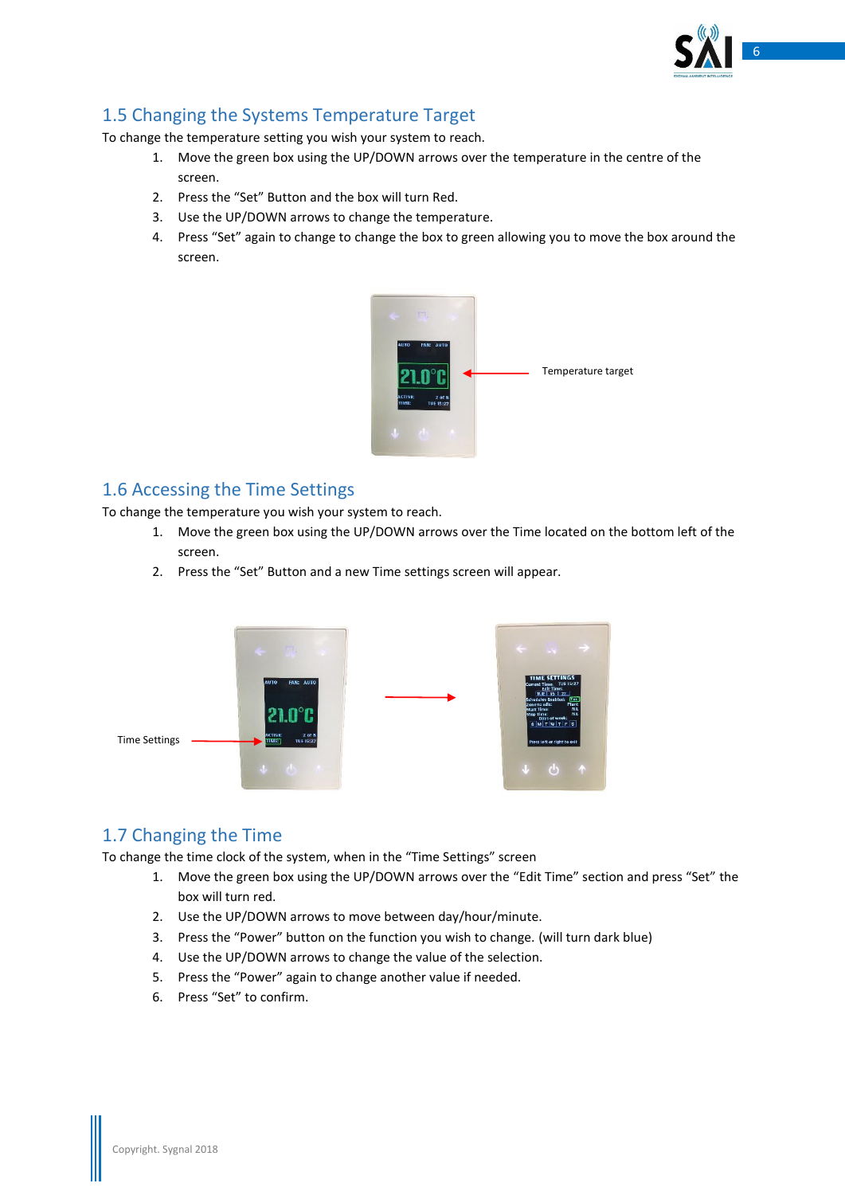## 1.5 Changing the Systems Temperature Target

To change the temperature setting you wish your system to reach.

1. Move the green box using the UP/DOWN arrows over the temperature in the centre of the screen.
2. Press the "Set" Button and the box will turn Red.
3. Use the UP/DOWN arrows to change the temperature.
4. Press "Set" again to change to change the box to green allowing you to move the box around the screen.

Temperature target

## 1.6 Accessing the Time Settings

To change the temperature you wish your system to reach.

1. Move the green box using the UP/DOWN arrows over the Time located on the bottom left of the screen.
2. Press the "Set" Button and a new Time settings screen will appear.

Time Settings

## 1.7 Changing the Time

To change the time clock of the system, when in the "Time Settings" screen

1. Move the green box using the UP/DOWN arrows over the "Edit Time" section and press "Set" the box will turn red.
2. Use the UP/DOWN arrows to move between day/hour/minute.
3. Press the "Power" button on the function you wish to change. (will turn dark blue)
4. Use the UP/DOWN arrows to change the value of the selection.
5. Press the "Power" again to change another value if needed.
6. Press "Set" to confirm.

Copyright. Sygnal 2018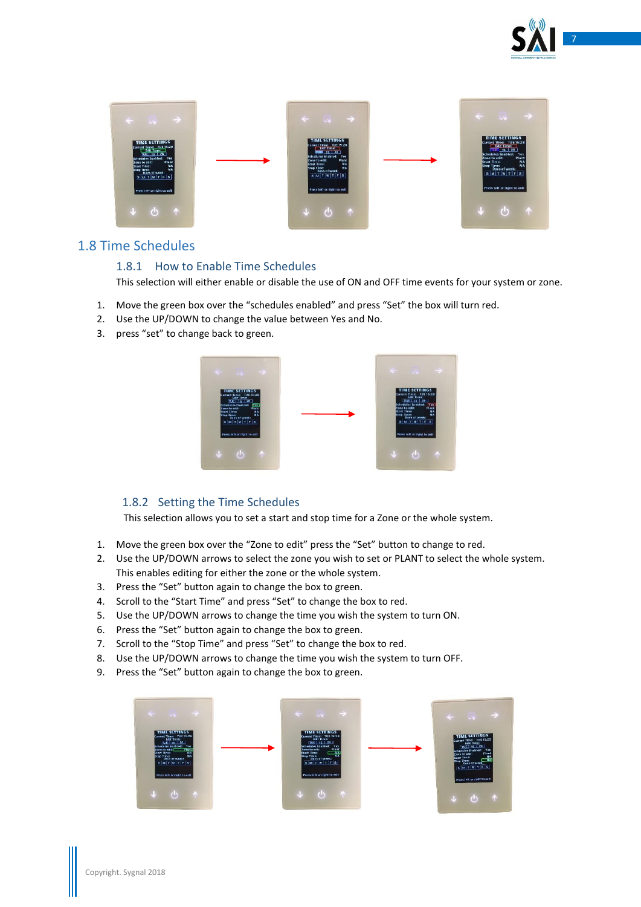## 1.8 Time Schedules

### 1.8.1 How to Enable Time Schedules

This selection will either enable or disable the use of ON and OFF time events for your system or zone.

1. Move the green box over the "schedules enabled" and press "Set" the box will turn red.
2. Use the UP/DOWN to change the value between Yes and No.
3. press "set" to change back to green.

### 1.8.2 Setting the Time Schedules

This selection allows you to set a start and stop time for a Zone or the whole system.

1. Move the green box over the "Zone to edit" press the "Set" button to change to red.
2. Use the UP/DOWN arrows to select the zone you wish to set or PLANT to select the whole system. This enables editing for either the zone or the whole system.
3. Press the "Set" button again to change the box to green.
4. Scroll to the "Start Time" and press "Set" to change the box to red.
5. Use the UP/DOWN arrows to change the time you wish the system to turn ON.
6. Press the "Set" button again to change the box to green.
7. Scroll to the "Stop Time" and press "Set" to change the box to red.
8. Use the UP/DOWN arrows to change the time you wish the system to turn OFF.
9. Press the "Set" button again to change the box to green.

Copyright. Sygnal 2018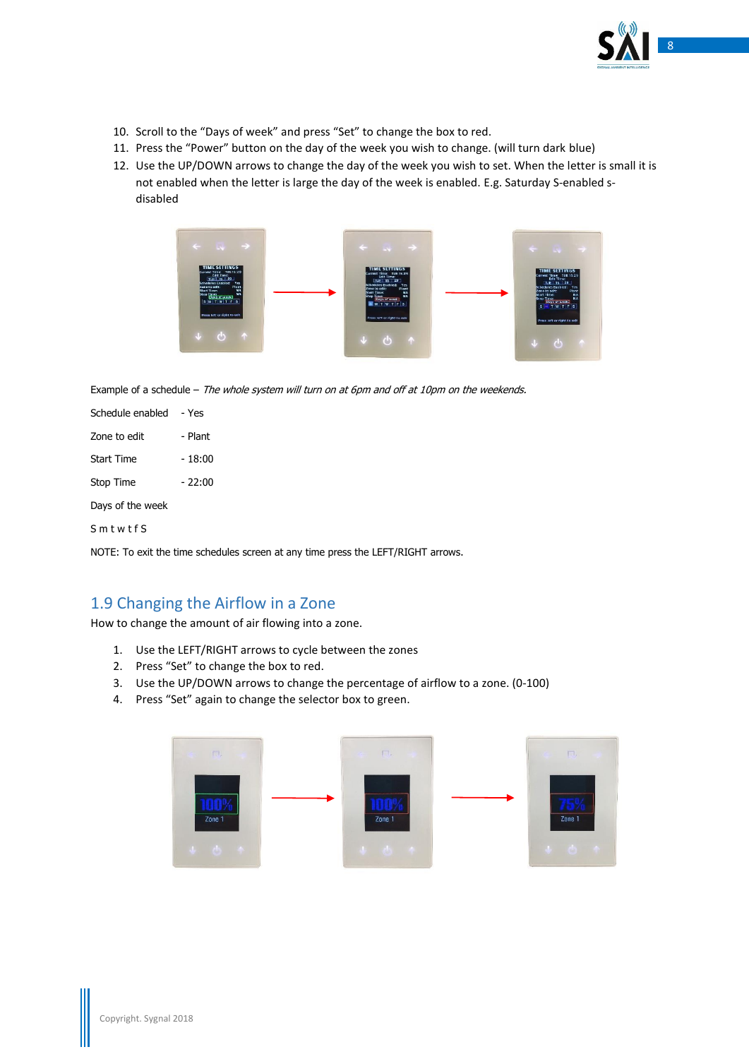10. Scroll to the "Days of week" and press "Set" to change the box to red.
11. Press the "Power" button on the day of the week you wish to change. (will turn dark blue)
12. Use the UP/DOWN arrows to change the day of the week you wish to set. When the letter is small it is not enabled when the letter is large the day of the week is enabled. E.g. Saturday S-enabled s-disabled

Example of a schedule – *The whole system will turn on at 6pm and off at 10pm on the weekends.*

Schedule enabled - Yes

Zone to edit - Plant

Start Time - 18:00

Stop Time - 22:00

Days of the week

S m t w t f S

NOTE: To exit the time schedules screen at any time press the LEFT/RIGHT arrows.

## 1.9 Changing the Airflow in a Zone

How to change the amount of air flowing into a zone.

1. Use the LEFT/RIGHT arrows to cycle between the zones
2. Press "Set" to change the box to red.
3. Use the UP/DOWN arrows to change the percentage of airflow to a zone. (0-100)
4. Press "Set" again to change the selector box to green.

Copyright. Sygnal 2018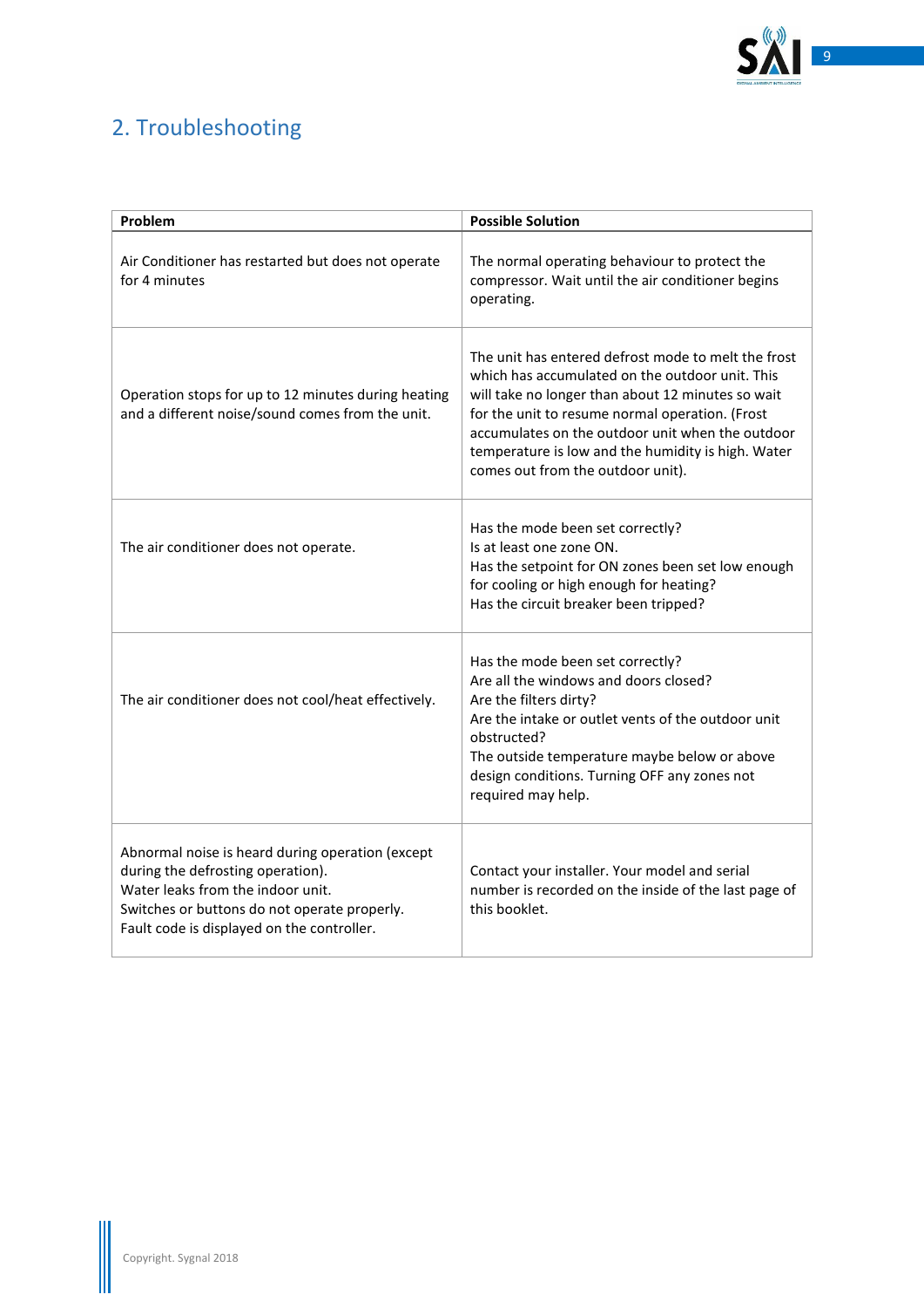## 2. Troubleshooting

| Problem | Possible Solution |
| --- | --- |
| Air Conditioner has restarted but does not operate for 4 minutes | The normal operating behaviour to protect the compressor. Wait until the air conditioner begins operating. |
| Operation stops for up to 12 minutes during heating and a different noise/sound comes from the unit. | The unit has entered defrost mode to melt the frost which has accumulated on the outdoor unit. This will take no longer than about 12 minutes so wait for the unit to resume normal operation. (Frost accumulates on the outdoor unit when the outdoor temperature is low and the humidity is high. Water comes out from the outdoor unit). |
| The air conditioner does not operate. | Has the mode been set correctly?<br>Is at least one zone ON.<br>Has the setpoint for ON zones been set low enough for cooling or high enough for heating?<br>Has the circuit breaker been tripped? |
| The air conditioner does not cool/heat effectively. | Has the mode been set correctly?<br>Are all the windows and doors closed?<br>Are the filters dirty?<br>Are the intake or outlet vents of the outdoor unit obstructed?<br>The outside temperature maybe below or above design conditions. Turning OFF any zones not required may help. |
| Abnormal noise is heard during operation (except during the defrosting operation).<br>Water leaks from the indoor unit.<br>Switches or buttons do not operate properly.<br>Fault code is displayed on the controller. | Contact your installer. Your model and serial number is recorded on the inside of the last page of this booklet. |

Copyright. Sygnal 2018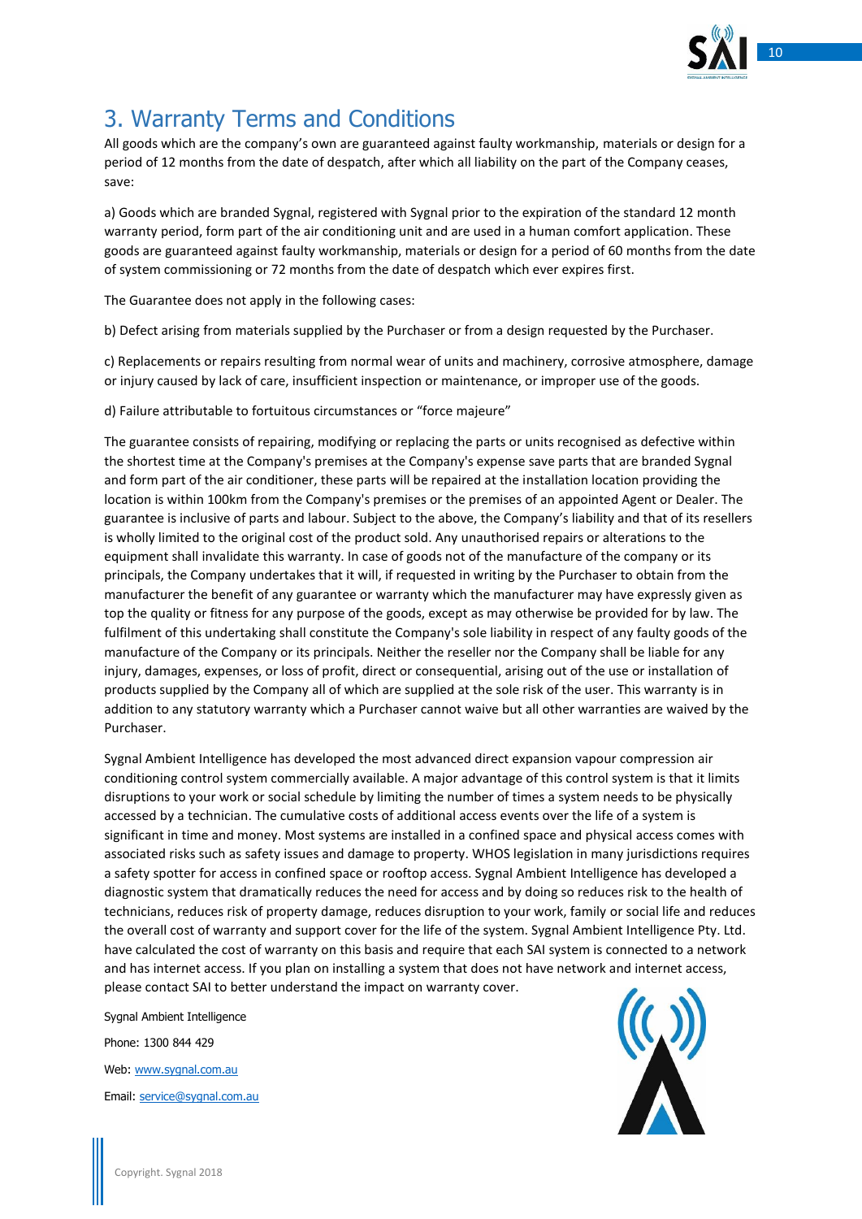# 3. Warranty Terms and Conditions

All goods which are the company's own are guaranteed against faulty workmanship, materials or design for a period of 12 months from the date of despatch, after which all liability on the part of the Company ceases, save:

a) Goods which are branded Sygnal, registered with Sygnal prior to the expiration of the standard 12 month warranty period, form part of the air conditioning unit and are used in a human comfort application. These goods are guaranteed against faulty workmanship, materials or design for a period of 60 months from the date of system commissioning or 72 months from the date of despatch which ever expires first.

The Guarantee does not apply in the following cases:

b) Defect arising from materials supplied by the Purchaser or from a design requested by the Purchaser.

c) Replacements or repairs resulting from normal wear of units and machinery, corrosive atmosphere, damage or injury caused by lack of care, insufficient inspection or maintenance, or improper use of the goods.

d) Failure attributable to fortuitous circumstances or "force majeure"

The guarantee consists of repairing, modifying or replacing the parts or units recognised as defective within the shortest time at the Company's premises at the Company's expense save parts that are branded Sygnal and form part of the air conditioner, these parts will be repaired at the installation location providing the location is within 100km from the Company's premises or the premises of an appointed Agent or Dealer. The guarantee is inclusive of parts and labour. Subject to the above, the Company's liability and that of its resellers is wholly limited to the original cost of the product sold. Any unauthorised repairs or alterations to the equipment shall invalidate this warranty. In case of goods not of the manufacture of the company or its principals, the Company undertakes that it will, if requested in writing by the Purchaser to obtain from the manufacturer the benefit of any guarantee or warranty which the manufacturer may have expressly given as top the quality or fitness for any purpose of the goods, except as may otherwise be provided for by law. The fulfilment of this undertaking shall constitute the Company's sole liability in respect of any faulty goods of the manufacture of the Company or its principals. Neither the reseller nor the Company shall be liable for any injury, damages, expenses, or loss of profit, direct or consequential, arising out of the use or installation of products supplied by the Company all of which are supplied at the sole risk of the user. This warranty is in addition to any statutory warranty which a Purchaser cannot waive but all other warranties are waived by the Purchaser.

Sygnal Ambient Intelligence has developed the most advanced direct expansion vapour compression air conditioning control system commercially available. A major advantage of this control system is that it limits disruptions to your work or social schedule by limiting the number of times a system needs to be physically accessed by a technician. The cumulative costs of additional access events over the life of a system is significant in time and money. Most systems are installed in a confined space and physical access comes with associated risks such as safety issues and damage to property. WHOS legislation in many jurisdictions requires a safety spotter for access in confined space or rooftop access. Sygnal Ambient Intelligence has developed a diagnostic system that dramatically reduces the need for access and by doing so reduces risk to the health of technicians, reduces risk of property damage, reduces disruption to your work, family or social life and reduces the overall cost of warranty and support cover for the life of the system. Sygnal Ambient Intelligence Pty. Ltd. have calculated the cost of warranty on this basis and require that each SAI system is connected to a network and has internet access. If you plan on installing a system that does not have network and internet access, please contact SAI to better understand the impact on warranty cover.

Sygnal Ambient Intelligence

Phone: 1300 844 429

Web: www.sygnal.com.au

Email: service@sygnal.com.au

Copyright. Sygnal 2018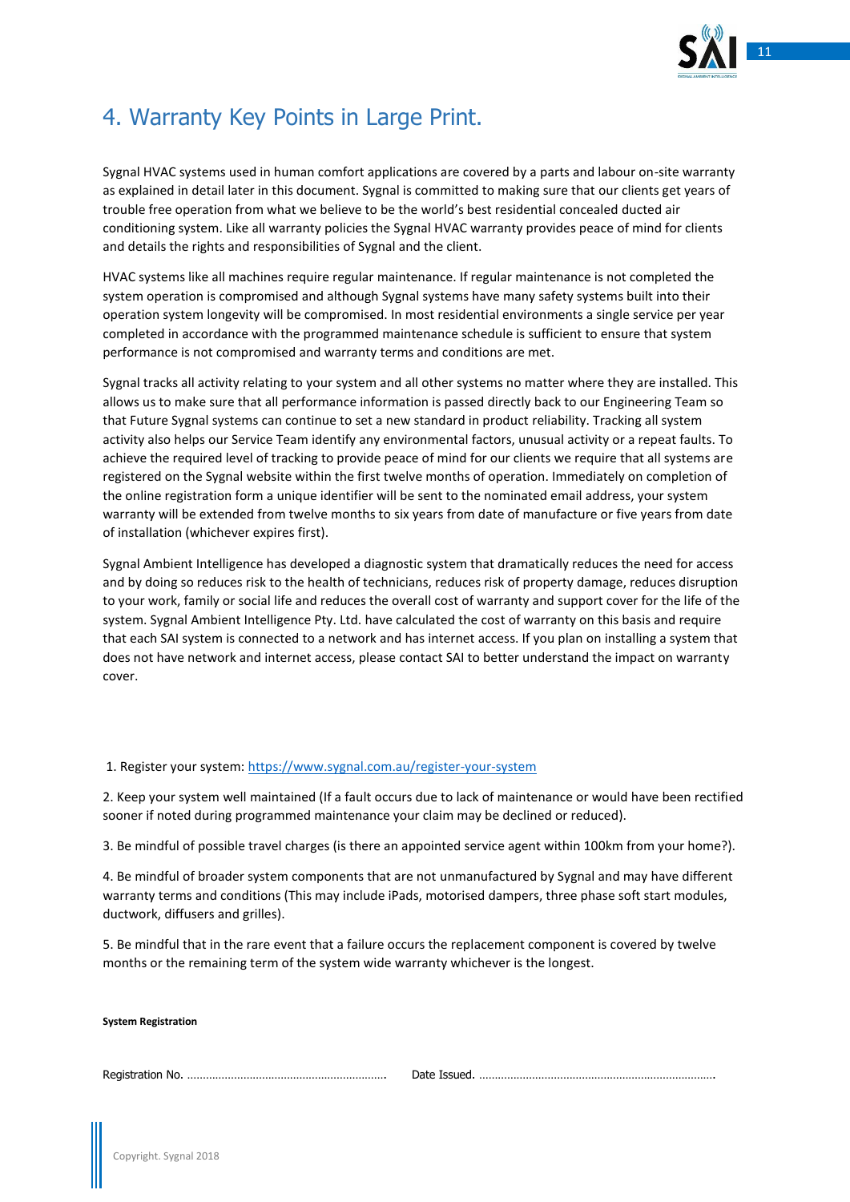# 4. Warranty Key Points in Large Print.

Sygnal HVAC systems used in human comfort applications are covered by a parts and labour on-site warranty as explained in detail later in this document. Sygnal is committed to making sure that our clients get years of trouble free operation from what we believe to be the world's best residential concealed ducted air conditioning system. Like all warranty policies the Sygnal HVAC warranty provides peace of mind for clients and details the rights and responsibilities of Sygnal and the client.

HVAC systems like all machines require regular maintenance. If regular maintenance is not completed the system operation is compromised and although Sygnal systems have many safety systems built into their operation system longevity will be compromised. In most residential environments a single service per year completed in accordance with the programmed maintenance schedule is sufficient to ensure that system performance is not compromised and warranty terms and conditions are met.

Sygnal tracks all activity relating to your system and all other systems no matter where they are installed. This allows us to make sure that all performance information is passed directly back to our Engineering Team so that Future Sygnal systems can continue to set a new standard in product reliability. Tracking all system activity also helps our Service Team identify any environmental factors, unusual activity or a repeat faults. To achieve the required level of tracking to provide peace of mind for our clients we require that all systems are registered on the Sygnal website within the first twelve months of operation. Immediately on completion of the online registration form a unique identifier will be sent to the nominated email address, your system warranty will be extended from twelve months to six years from date of manufacture or five years from date of installation (whichever expires first).

Sygnal Ambient Intelligence has developed a diagnostic system that dramatically reduces the need for access and by doing so reduces risk to the health of technicians, reduces risk of property damage, reduces disruption to your work, family or social life and reduces the overall cost of warranty and support cover for the life of the system. Sygnal Ambient Intelligence Pty. Ltd. have calculated the cost of warranty on this basis and require that each SAI system is connected to a network and has internet access. If you plan on installing a system that does not have network and internet access, please contact SAI to better understand the impact on warranty cover.

1. Register your system: https://www.sygnal.com.au/register-your-system

2. Keep your system well maintained (If a fault occurs due to lack of maintenance or would have been rectified sooner if noted during programmed maintenance your claim may be declined or reduced).

3. Be mindful of possible travel charges (is there an appointed service agent within 100km from your home?).

4. Be mindful of broader system components that are not unmanufactured by Sygnal and may have different warranty terms and conditions (This may include iPads, motorised dampers, three phase soft start modules, ductwork, diffusers and grilles).

5. Be mindful that in the rare event that a failure occurs the replacement component is covered by twelve months or the remaining term of the system wide warranty whichever is the longest.

**System Registration**

Registration No. …………………………………………………… Date Issued. …………………………………………………………….

Copyright. Sygnal 2018